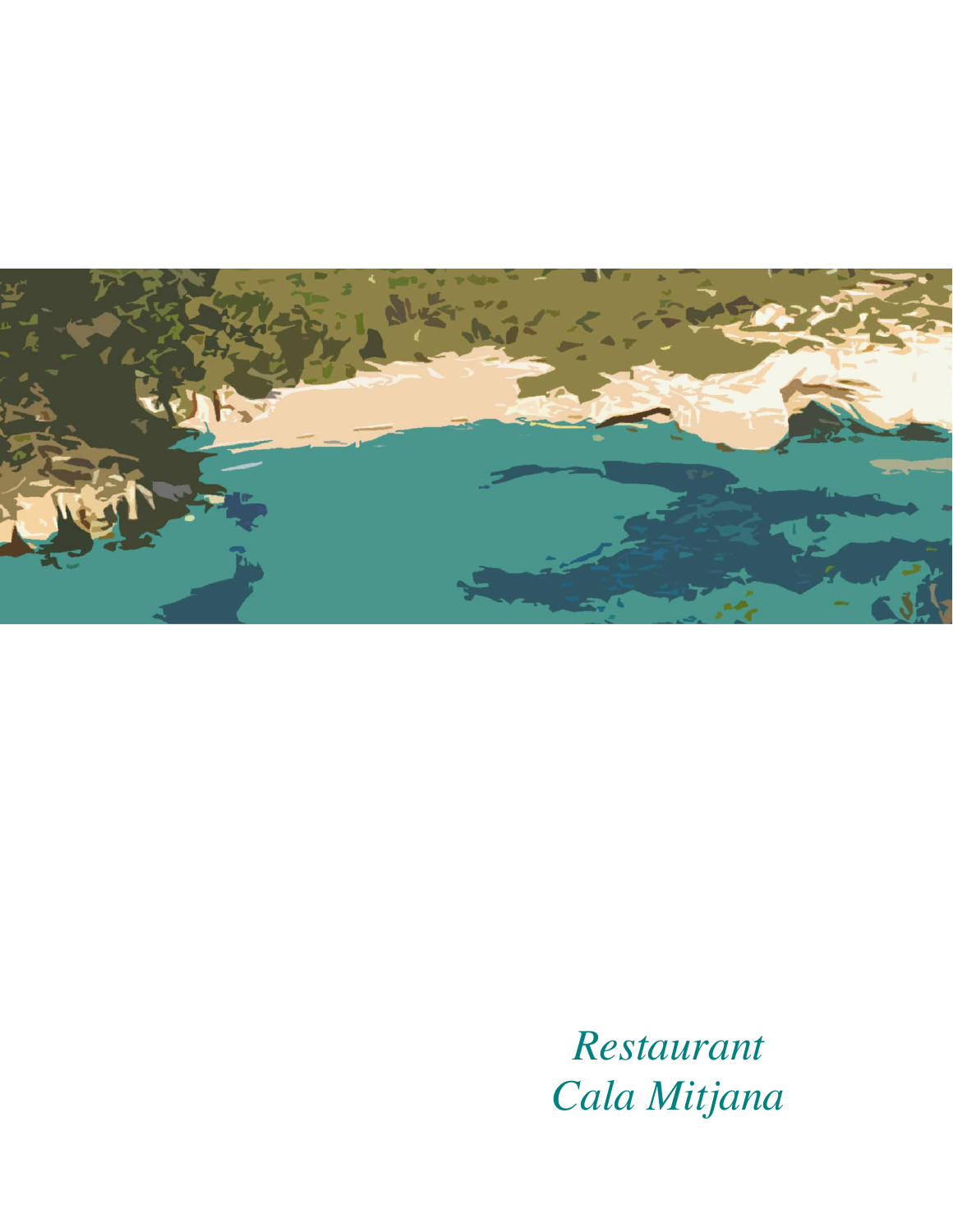*Restaurant*
*Cala Mitjana*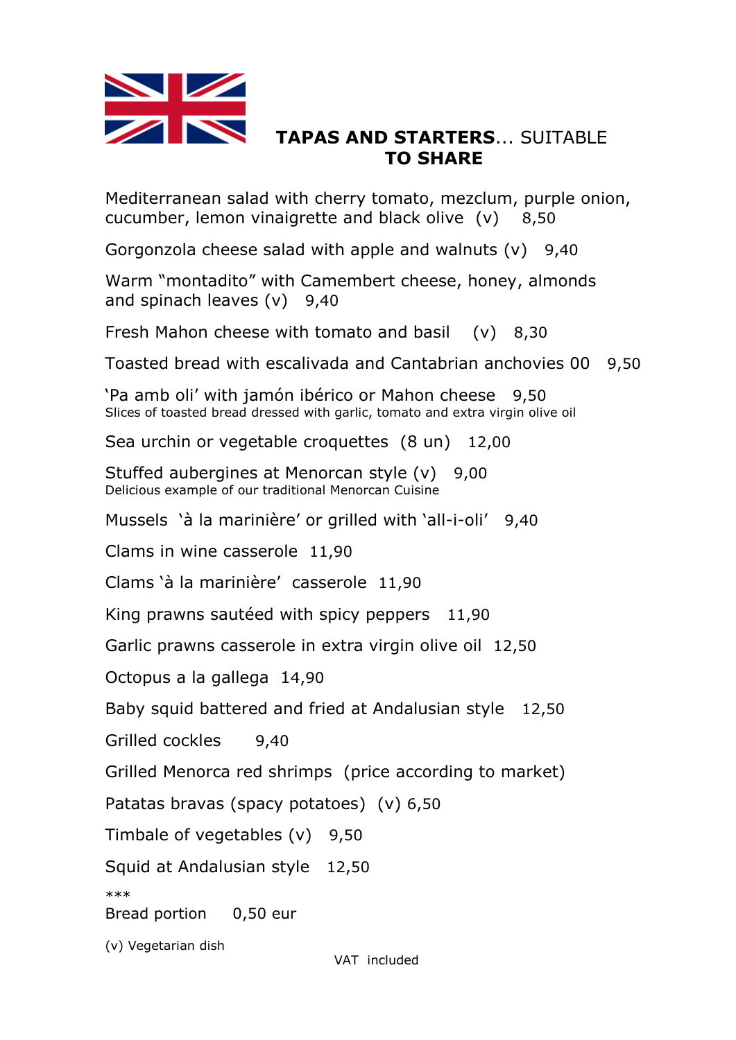## **TAPAS AND STARTERS**... SUITABLE **TO SHARE**

Mediterranean salad with cherry tomato, mezclum, purple onion, cucumber, lemon vinaigrette and black olive (v) 8,50

Gorgonzola cheese salad with apple and walnuts (v) 9,40

Warm "montadito" with Camembert cheese, honey, almonds and spinach leaves (v) 9,40

Fresh Mahon cheese with tomato and basil (v) 8,30

Toasted bread with escalivada and Cantabrian anchovies 00 9,50

'Pa amb oli' with jamón ibérico or Mahon cheese 9,50
Slices of toasted bread dressed with garlic, tomato and extra virgin olive oil

Sea urchin or vegetable croquettes (8 un) 12,00

Stuffed aubergines at Menorcan style (v) 9,00
Delicious example of our traditional Menorcan Cuisine

Mussels 'à la marinière' or grilled with 'all-i-oli' 9,40

Clams in wine casserole 11,90

Clams 'à la marinière' casserole 11,90

King prawns sautéed with spicy peppers 11,90

Garlic prawns casserole in extra virgin olive oil 12,50

Octopus a la gallega 14,90

Baby squid battered and fried at Andalusian style 12,50

Grilled cockles 9,40

Grilled Menorca red shrimps (price according to market)

Patatas bravas (spacy potatoes) (v) 6,50

Timbale of vegetables (v) 9,50

Squid at Andalusian style 12,50

***

Bread portion 0,50 eur

(v) Vegetarian dish

VAT included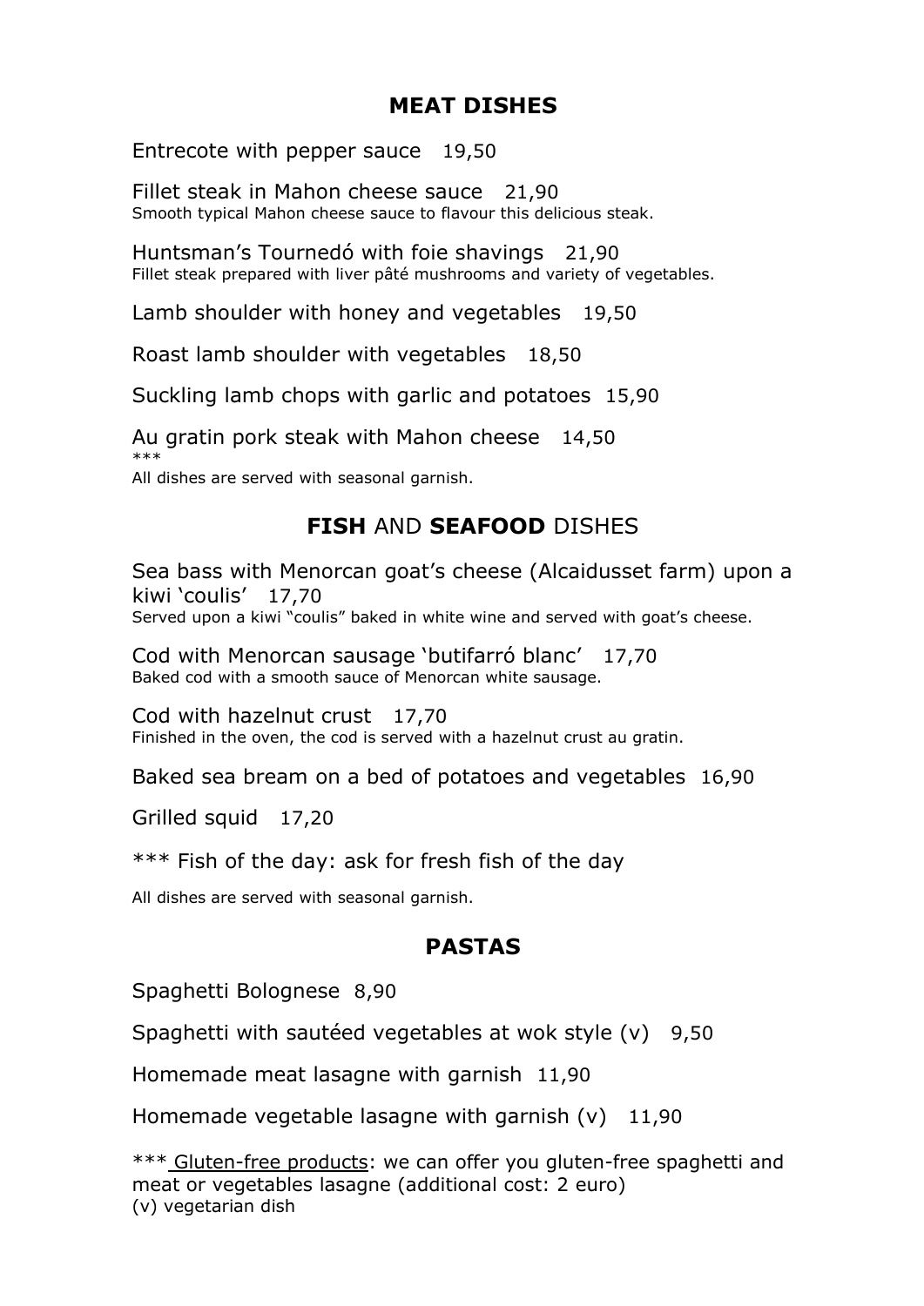## MEAT DISHES

Entrecote with pepper sauce 19,50

Fillet steak in Mahon cheese sauce 21,90
Smooth typical Mahon cheese sauce to flavour this delicious steak.

Huntsman's Tournedó with foie shavings 21,90
Fillet steak prepared with liver pâté mushrooms and variety of vegetables.

Lamb shoulder with honey and vegetables 19,50

Roast lamb shoulder with vegetables 18,50

Suckling lamb chops with garlic and potatoes 15,90

Au gratin pork steak with Mahon cheese 14,50
***
All dishes are served with seasonal garnish.

## **FISH** AND **SEAFOOD** DISHES

Sea bass with Menorcan goat's cheese (Alcaidusset farm) upon a kiwi 'coulis' 17,70
Served upon a kiwi "coulis" baked in white wine and served with goat's cheese.

Cod with Menorcan sausage 'butifarró blanc' 17,70
Baked cod with a smooth sauce of Menorcan white sausage.

Cod with hazelnut crust 17,70
Finished in the oven, the cod is served with a hazelnut crust au gratin.

Baked sea bream on a bed of potatoes and vegetables 16,90

Grilled squid 17,20

*** Fish of the day: ask for fresh fish of the day

All dishes are served with seasonal garnish.

## PASTAS

Spaghetti Bolognese 8,90

Spaghetti with sautéed vegetables at wok style (v) 9,50

Homemade meat lasagne with garnish 11,90

Homemade vegetable lasagne with garnish (v) 11,90

*** Gluten-free products: we can offer you gluten-free spaghetti and meat or vegetables lasagne (additional cost: 2 euro)
(v) vegetarian dish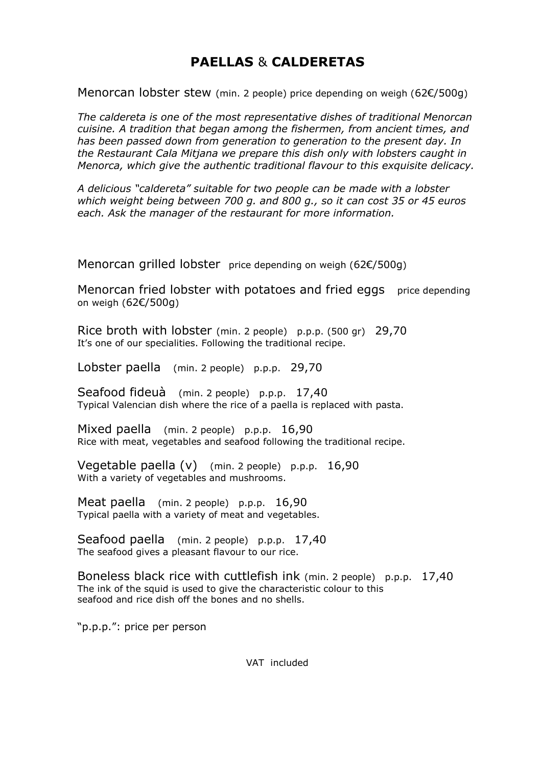# **PAELLAS** & **CALDERETAS**

Menorcan lobster stew (min. 2 people) price depending on weigh (62€/500g)

*The caldereta is one of the most representative dishes of traditional Menorcan cuisine. A tradition that began among the fishermen, from ancient times, and has been passed down from generation to generation to the present day. In the Restaurant Cala Mitjana we prepare this dish only with lobsters caught in Menorca, which give the authentic traditional flavour to this exquisite delicacy.*

*A delicious "caldereta" suitable for two people can be made with a lobster which weight being between 700 g. and 800 g., so it can cost 35 or 45 euros each. Ask the manager of the restaurant for more information.*

Menorcan grilled lobster price depending on weigh (62€/500g)

Menorcan fried lobster with potatoes and fried eggs price depending on weigh (62€/500g)

Rice broth with lobster (min. 2 people) p.p.p. (500 gr) 29,70
It's one of our specialities. Following the traditional recipe.

Lobster paella (min. 2 people) p.p.p. 29,70

Seafood fideuà (min. 2 people) p.p.p. 17,40
Typical Valencian dish where the rice of a paella is replaced with pasta.

Mixed paella (min. 2 people) p.p.p. 16,90
Rice with meat, vegetables and seafood following the traditional recipe.

Vegetable paella (v) (min. 2 people) p.p.p. 16,90
With a variety of vegetables and mushrooms.

Meat paella (min. 2 people) p.p.p. 16,90
Typical paella with a variety of meat and vegetables.

Seafood paella (min. 2 people) p.p.p. 17,40
The seafood gives a pleasant flavour to our rice.

Boneless black rice with cuttlefish ink (min. 2 people) p.p.p. 17,40
The ink of the squid is used to give the characteristic colour to this seafood and rice dish off the bones and no shells.

"p.p.p.": price per person

VAT included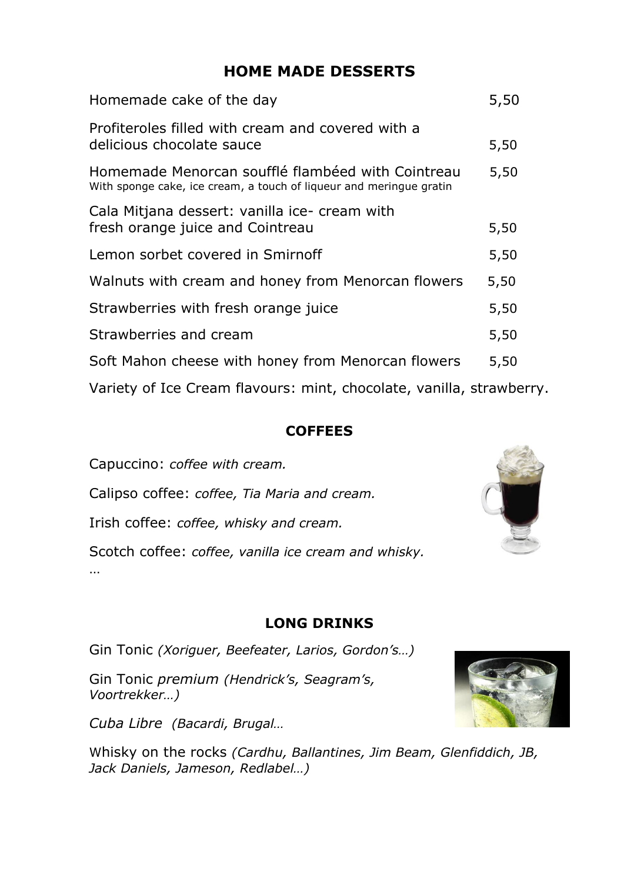## HOME MADE DESSERTS

| | |
|---|---|
| Homemade cake of the day | 5,50 |
| Profiteroles filled with cream and covered with a delicious chocolate sauce | 5,50 |
| Homemade Menorcan soufflé flambéed with Cointreau<br>With sponge cake, ice cream, a touch of liqueur and meringue gratin | 5,50 |
| Cala Mitjana dessert: vanilla ice- cream with fresh orange juice and Cointreau | 5,50 |
| Lemon sorbet covered in Smirnoff | 5,50 |
| Walnuts with cream and honey from Menorcan flowers | 5,50 |
| Strawberries with fresh orange juice | 5,50 |
| Strawberries and cream | 5,50 |
| Soft Mahon cheese with honey from Menorcan flowers | 5,50 |

Variety of Ice Cream flavours: mint, chocolate, vanilla, strawberry.

## COFFEES

Capuccino: *coffee with cream.*

Calipso coffee: *coffee, Tia Maria and cream.*

Irish coffee: *coffee, whisky and cream.*

Scotch coffee: *coffee, vanilla ice cream and whisky.*

…

## LONG DRINKS

Gin Tonic *(Xoriguer, Beefeater, Larios, Gordon's…)*

Gin Tonic *premium (Hendrick's, Seagram's, Voortrekker…)*

*Cuba Libre (Bacardi, Brugal…*

Whisky on the rocks *(Cardhu, Ballantines, Jim Beam, Glenfiddich, JB, Jack Daniels, Jameson, Redlabel…)*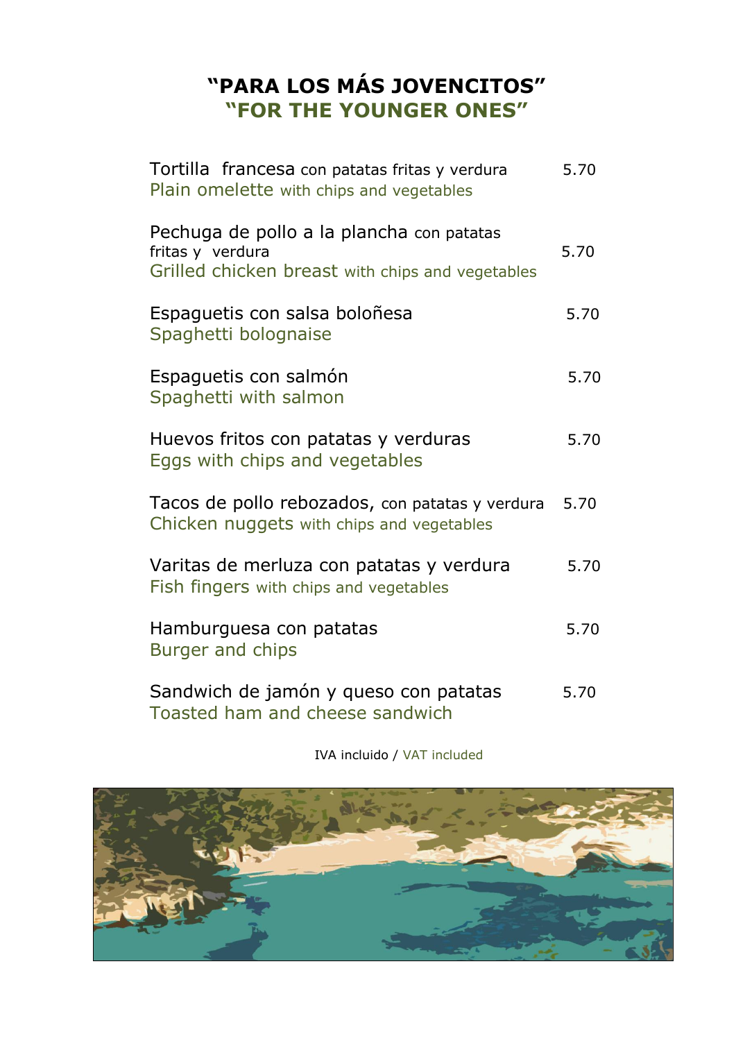# "PARA LOS MÁS JOVENCITOS"
## "FOR THE YOUNGER ONES"

| | |
|---|---|
| Tortilla francesa con patatas fritas y verdura<br>Plain omelette with chips and vegetables | 5.70 |
| Pechuga de pollo a la plancha con patatas fritas y verdura<br>Grilled chicken breast with chips and vegetables | 5.70 |
| Espaguetis con salsa boloñesa<br>Spaghetti bolognaise | 5.70 |
| Espaguetis con salmón<br>Spaghetti with salmon | 5.70 |
| Huevos fritos con patatas y verduras<br>Eggs with chips and vegetables | 5.70 |
| Tacos de pollo rebozados, con patatas y verdura<br>Chicken nuggets with chips and vegetables | 5.70 |
| Varitas de merluza con patatas y verdura<br>Fish fingers with chips and vegetables | 5.70 |
| Hamburguesa con patatas<br>Burger and chips | 5.70 |
| Sandwich de jamón y queso con patatas<br>Toasted ham and cheese sandwich | 5.70 |

IVA incluido / VAT included